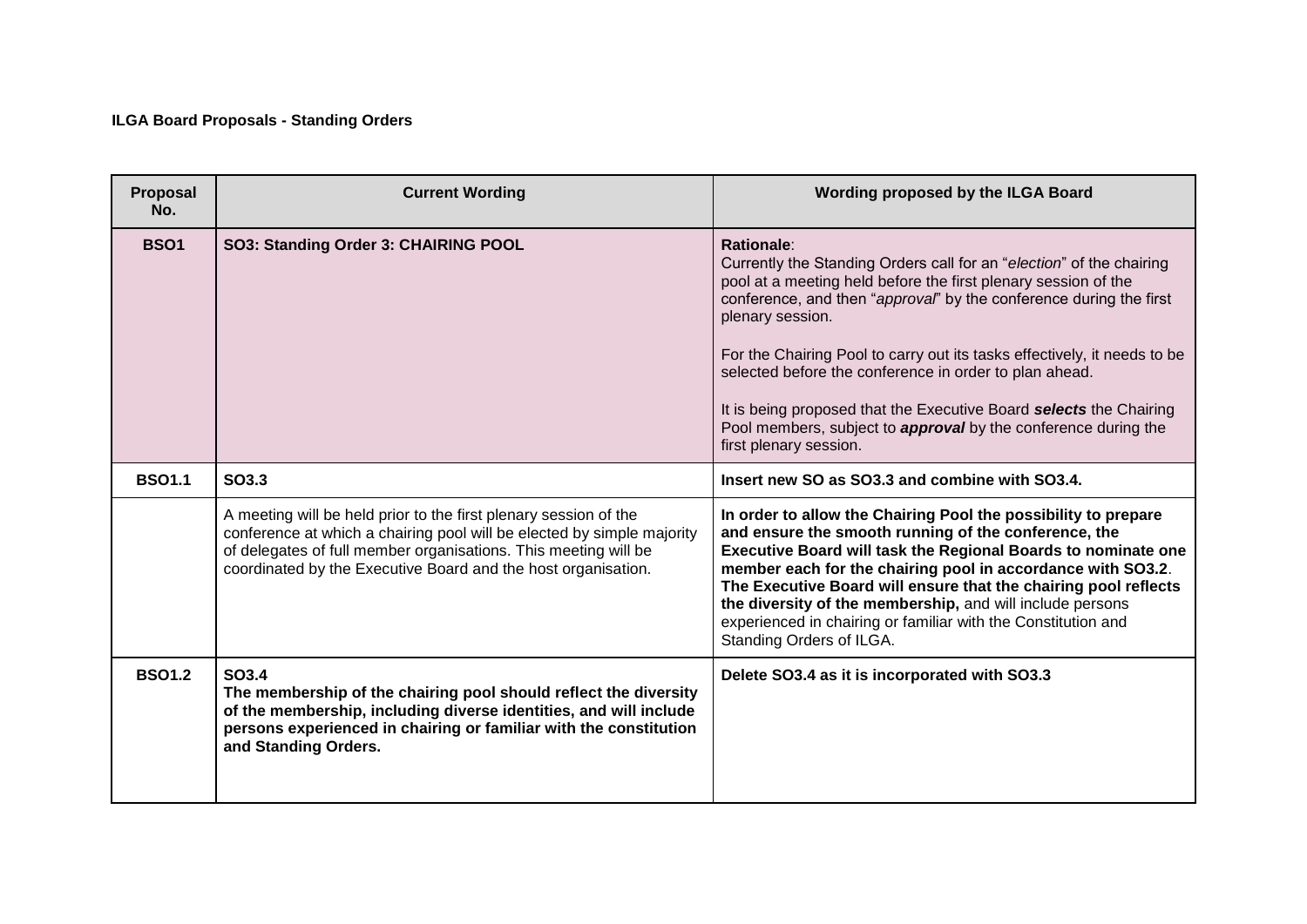**ILGA Board Proposals - Standing Orders**

| Proposal No. | Current Wording | Wording proposed by the ILGA Board |
|---|---|---|
| **BSO1** | **SO3: Standing Order 3: CHAIRING POOL** | **Rationale**:<br>Currently the Standing Orders call for an "*election*" of the chairing pool at a meeting held before the first plenary session of the conference, and then "*approval*" by the conference during the first plenary session.<br><br>For the Chairing Pool to carry out its tasks effectively, it needs to be selected before the conference in order to plan ahead.<br><br>It is being proposed that the Executive Board ***selects*** the Chairing Pool members, subject to ***approval*** by the conference during the first plenary session. |
| **BSO1.1** | **SO3.3** | **Insert new SO as SO3.3 and combine with SO3.4.** |
| | A meeting will be held prior to the first plenary session of the conference at which a chairing pool will be elected by simple majority of delegates of full member organisations. This meeting will be coordinated by the Executive Board and the host organisation. | **In order to allow the Chairing Pool the possibility to prepare and ensure the smooth running of the conference, the Executive Board will task the Regional Boards to nominate one member each for the chairing pool in accordance with SO3.2. The Executive Board will ensure that the chairing pool reflects the diversity of the membership,** and will include persons experienced in chairing or familiar with the Constitution and Standing Orders of ILGA. |
| **BSO1.2** | **SO3.4**<br>**The membership of the chairing pool should reflect the diversity of the membership, including diverse identities, and will include persons experienced in chairing or familiar with the constitution and Standing Orders.** | **Delete SO3.4 as it is incorporated with SO3.3** |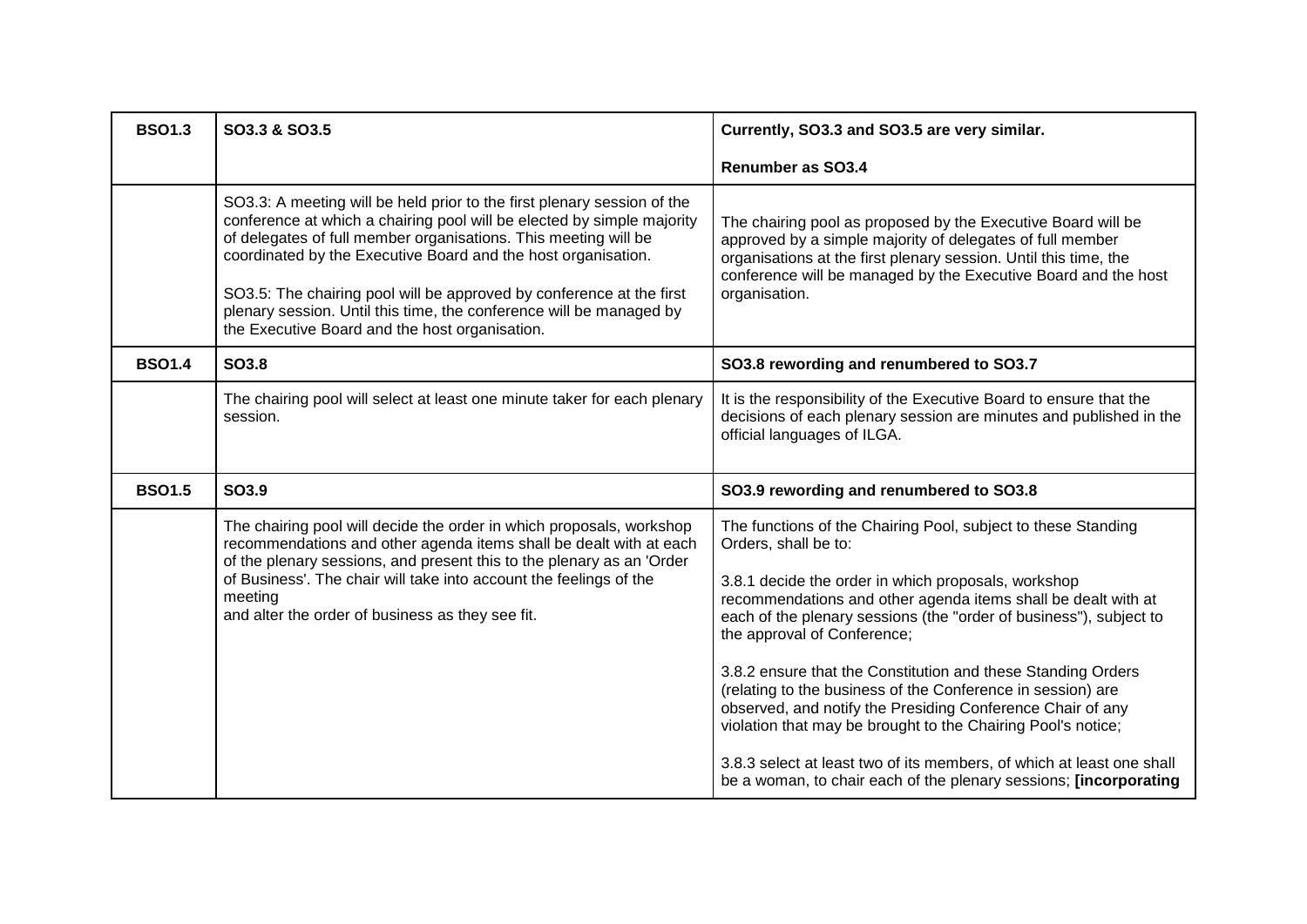| | | |
|---|---|---|
| **BSO1.3** | **SO3.3 & SO3.5** | **Currently, SO3.3 and SO3.5 are very similar.**<br><br>**Renumber as SO3.4** |
| | SO3.3: A meeting will be held prior to the first plenary session of the conference at which a chairing pool will be elected by simple majority of delegates of full member organisations. This meeting will be coordinated by the Executive Board and the host organisation.<br><br>SO3.5: The chairing pool will be approved by conference at the first plenary session. Until this time, the conference will be managed by the Executive Board and the host organisation. | The chairing pool as proposed by the Executive Board will be approved by a simple majority of delegates of full member organisations at the first plenary session. Until this time, the conference will be managed by the Executive Board and the host organisation. |
| **BSO1.4** | **SO3.8** | **SO3.8 rewording and renumbered to SO3.7** |
| | The chairing pool will select at least one minute taker for each plenary session. | It is the responsibility of the Executive Board to ensure that the decisions of each plenary session are minutes and published in the official languages of ILGA. |
| **BSO1.5** | **SO3.9** | **SO3.9 rewording and renumbered to SO3.8** |
| | The chairing pool will decide the order in which proposals, workshop recommendations and other agenda items shall be dealt with at each of the plenary sessions, and present this to the plenary as an 'Order of Business'. The chair will take into account the feelings of the meeting<br>and alter the order of business as they see fit. | The functions of the Chairing Pool, subject to these Standing Orders, shall be to:<br><br>3.8.1 decide the order in which proposals, workshop recommendations and other agenda items shall be dealt with at each of the plenary sessions (the "order of business"), subject to the approval of Conference;<br><br>3.8.2 ensure that the Constitution and these Standing Orders (relating to the business of the Conference in session) are observed, and notify the Presiding Conference Chair of any violation that may be brought to the Chairing Pool's notice;<br><br>3.8.3 select at least two of its members, of which at least one shall be a woman, to chair each of the plenary sessions; **[incorporating** |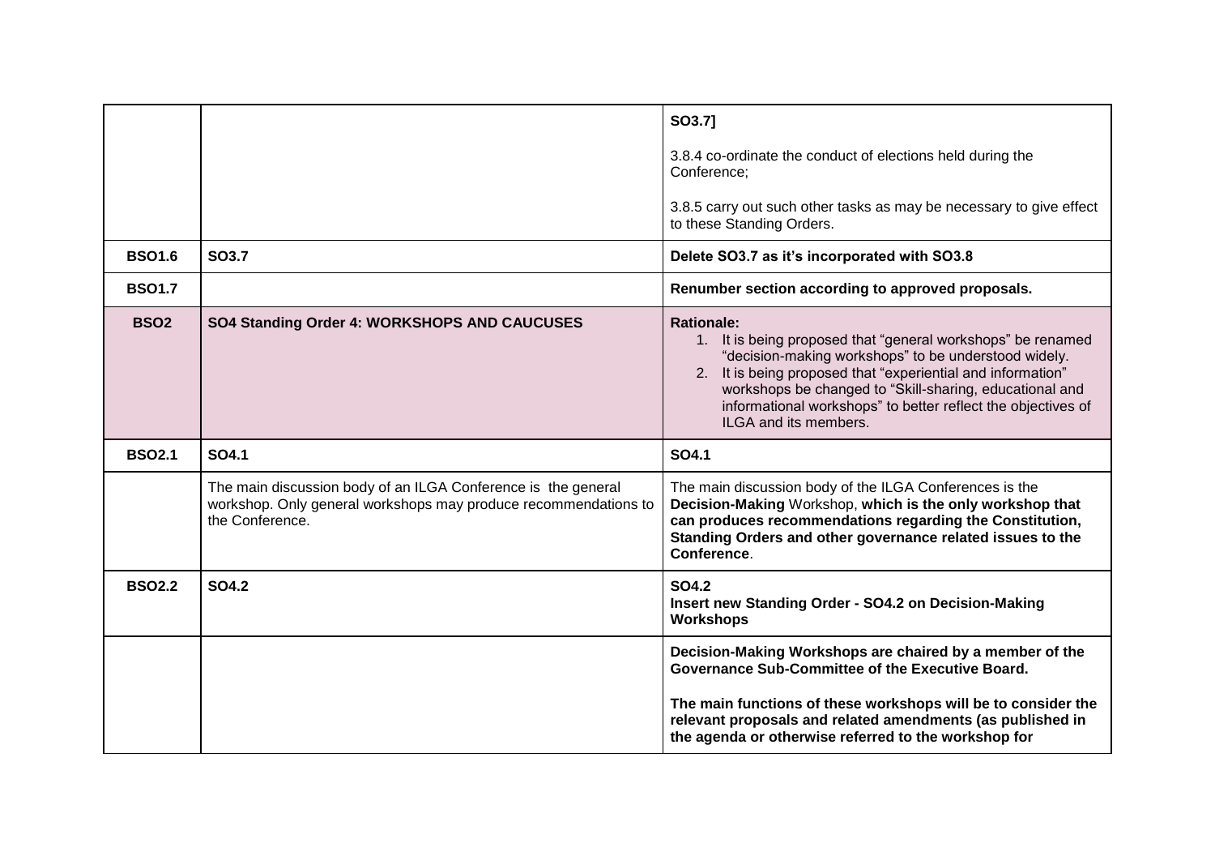| | | |
|---|---|---|
| | | SO3.7]<br><br>3.8.4 co-ordinate the conduct of elections held during the Conference;<br><br>3.8.5 carry out such other tasks as may be necessary to give effect to these Standing Orders. |
| **BSO1.6** | **SO3.7** | **Delete SO3.7 as it's incorporated with SO3.8** |
| **BSO1.7** | | **Renumber section according to approved proposals.** |
| **BSO2** | **SO4 Standing Order 4: WORKSHOPS AND CAUCUSES** | **Rationale:**<br>1. It is being proposed that "general workshops" be renamed "decision-making workshops" to be understood widely.<br>2. It is being proposed that "experiential and information" workshops be changed to "Skill-sharing, educational and informational workshops" to better reflect the objectives of ILGA and its members. |
| **BSO2.1** | **SO4.1** | **SO4.1** |
| | The main discussion body of an ILGA Conference is the general workshop. Only general workshops may produce recommendations to the Conference. | The main discussion body of the ILGA Conferences is the **Decision-Making** Workshop, **which is the only workshop that can produces recommendations regarding the Constitution, Standing Orders and other governance related issues to the Conference**. |
| **BSO2.2** | **SO4.2** | **SO4.2**<br>**Insert new Standing Order - SO4.2 on Decision-Making Workshops** |
| | | **Decision-Making Workshops are chaired by a member of the Governance Sub-Committee of the Executive Board.**<br><br>**The main functions of these workshops will be to consider the relevant proposals and related amendments (as published in the agenda or otherwise referred to the workshop for** |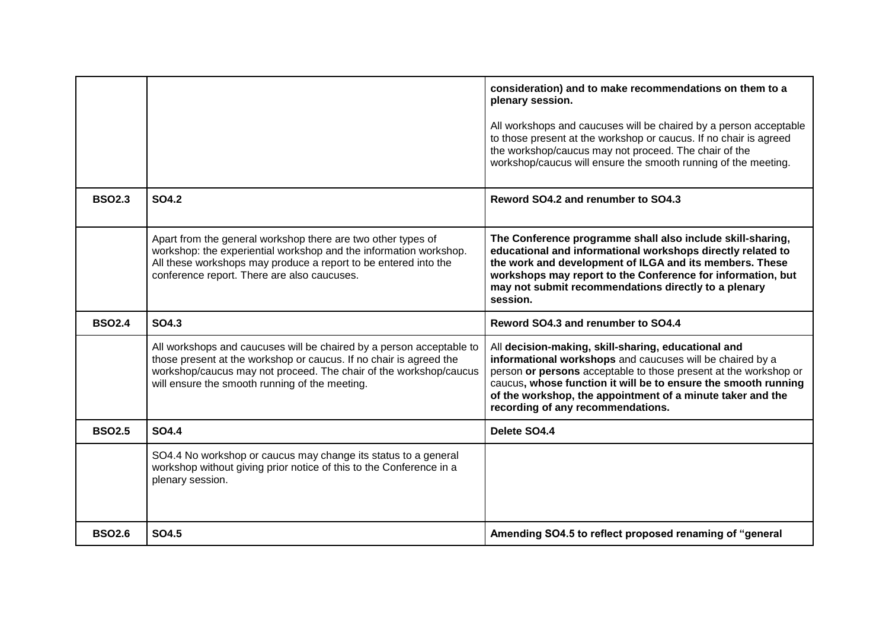| | | |
|---|---|---|
| | | **consideration) and to make recommendations on them to a plenary session.**<br><br>All workshops and caucuses will be chaired by a person acceptable to those present at the workshop or caucus. If no chair is agreed the workshop/caucus may not proceed. The chair of the workshop/caucus will ensure the smooth running of the meeting. |
| **BSO2.3** | **SO4.2** | **Reword SO4.2 and renumber to SO4.3** |
| | Apart from the general workshop there are two other types of workshop: the experiential workshop and the information workshop. All these workshops may produce a report to be entered into the conference report. There are also caucuses. | **The Conference programme shall also include skill-sharing, educational and informational workshops directly related to the work and development of ILGA and its members. These workshops may report to the Conference for information, but may not submit recommendations directly to a plenary session.** |
| **BSO2.4** | **SO4.3** | **Reword SO4.3 and renumber to SO4.4** |
| | All workshops and caucuses will be chaired by a person acceptable to those present at the workshop or caucus. If no chair is agreed the workshop/caucus may not proceed. The chair of the workshop/caucus will ensure the smooth running of the meeting. | All **decision-making, skill-sharing, educational and informational workshops** and caucuses will be chaired by a person **or persons** acceptable to those present at the workshop or caucus**, whose function it will be to ensure the smooth running of the workshop, the appointment of a minute taker and the recording of any recommendations.** |
| **BSO2.5** | **SO4.4** | **Delete SO4.4** |
| | SO4.4 No workshop or caucus may change its status to a general workshop without giving prior notice of this to the Conference in a plenary session. | |
| **BSO2.6** | **SO4.5** | **Amending SO4.5 to reflect proposed renaming of "general** |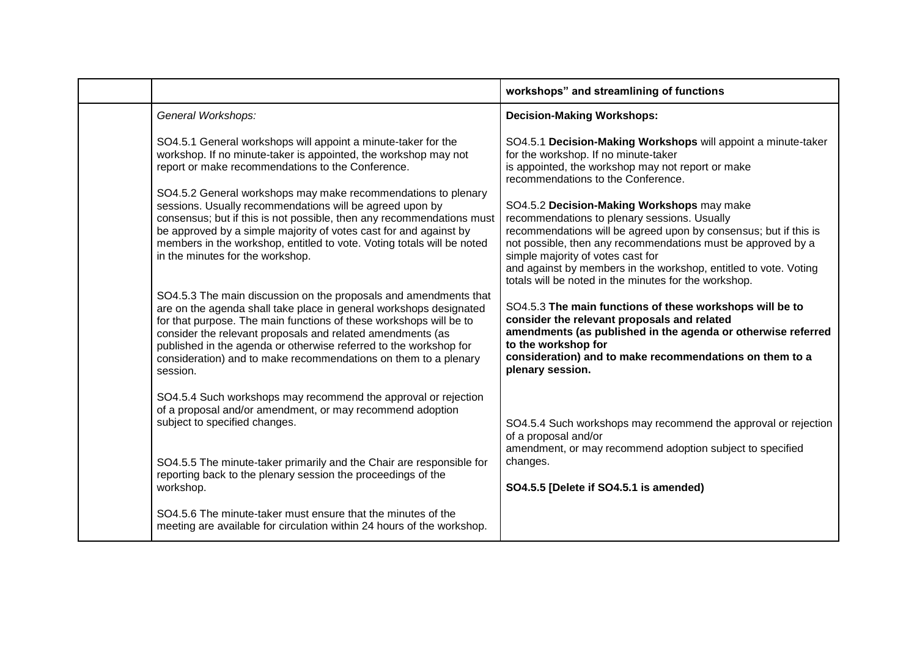| | | workshops" and streamlining of functions |
|---|---|---|
| | *General Workshops:*<br><br>SO4.5.1 General workshops will appoint a minute-taker for the workshop. If no minute-taker is appointed, the workshop may not report or make recommendations to the Conference.<br><br>SO4.5.2 General workshops may make recommendations to plenary sessions. Usually recommendations will be agreed upon by consensus; but if this is not possible, then any recommendations must be approved by a simple majority of votes cast for and against by members in the workshop, entitled to vote. Voting totals will be noted in the minutes for the workshop.<br><br>SO4.5.3 The main discussion on the proposals and amendments that are on the agenda shall take place in general workshops designated for that purpose. The main functions of these workshops will be to consider the relevant proposals and related amendments (as published in the agenda or otherwise referred to the workshop for consideration) and to make recommendations on them to a plenary session.<br><br>SO4.5.4 Such workshops may recommend the approval or rejection of a proposal and/or amendment, or may recommend adoption subject to specified changes.<br><br>SO4.5.5 The minute-taker primarily and the Chair are responsible for reporting back to the plenary session the proceedings of the workshop.<br><br>SO4.5.6 The minute-taker must ensure that the minutes of the meeting are available for circulation within 24 hours of the workshop. | **Decision-Making Workshops:**<br><br>SO4.5.1 **Decision-Making Workshops** will appoint a minute-taker for the workshop. If no minute-taker is appointed, the workshop may not report or make recommendations to the Conference.<br><br>SO4.5.2 **Decision-Making Workshops** may make recommendations to plenary sessions. Usually recommendations will be agreed upon by consensus; but if this is not possible, then any recommendations must be approved by a simple majority of votes cast for and against by members in the workshop, entitled to vote. Voting totals will be noted in the minutes for the workshop.<br><br>SO4.5.3 **The main functions of these workshops will be to consider the relevant proposals and related amendments (as published in the agenda or otherwise referred to the workshop for consideration) and to make recommendations on them to a plenary session.**<br><br>SO4.5.4 Such workshops may recommend the approval or rejection of a proposal and/or amendment, or may recommend adoption subject to specified changes.<br><br>**SO4.5.5 [Delete if SO4.5.1 is amended)** |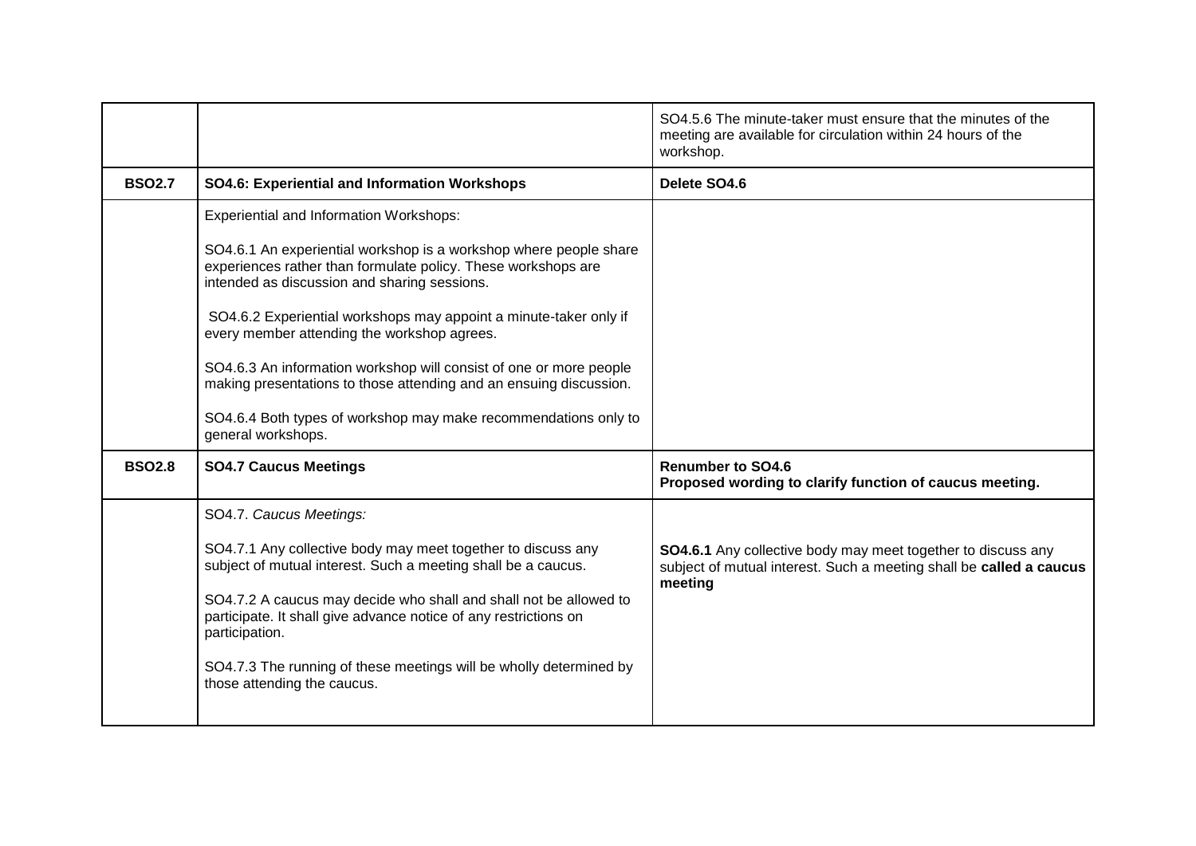|  |  |  |
|---|---|---|
|  |  | SO4.5.6 The minute-taker must ensure that the minutes of the meeting are available for circulation within 24 hours of the workshop. |
| **BSO2.7** | **SO4.6: Experiential and Information Workshops** | **Delete SO4.6** |
|  | Experiential and Information Workshops:<br><br>SO4.6.1 An experiential workshop is a workshop where people share experiences rather than formulate policy. These workshops are intended as discussion and sharing sessions.<br><br>SO4.6.2 Experiential workshops may appoint a minute-taker only if every member attending the workshop agrees.<br><br>SO4.6.3 An information workshop will consist of one or more people making presentations to those attending and an ensuing discussion.<br><br>SO4.6.4 Both types of workshop may make recommendations only to general workshops. |  |
| **BSO2.8** | **SO4.7 Caucus Meetings** | **Renumber to SO4.6**<br>**Proposed wording to clarify function of caucus meeting.** |
|  | SO4.7. *Caucus Meetings:*<br><br>SO4.7.1 Any collective body may meet together to discuss any subject of mutual interest. Such a meeting shall be a caucus.<br><br>SO4.7.2 A caucus may decide who shall and shall not be allowed to participate. It shall give advance notice of any restrictions on participation.<br><br>SO4.7.3 The running of these meetings will be wholly determined by those attending the caucus. | **SO4.6.1** Any collective body may meet together to discuss any subject of mutual interest. Such a meeting shall be **called a caucus meeting** |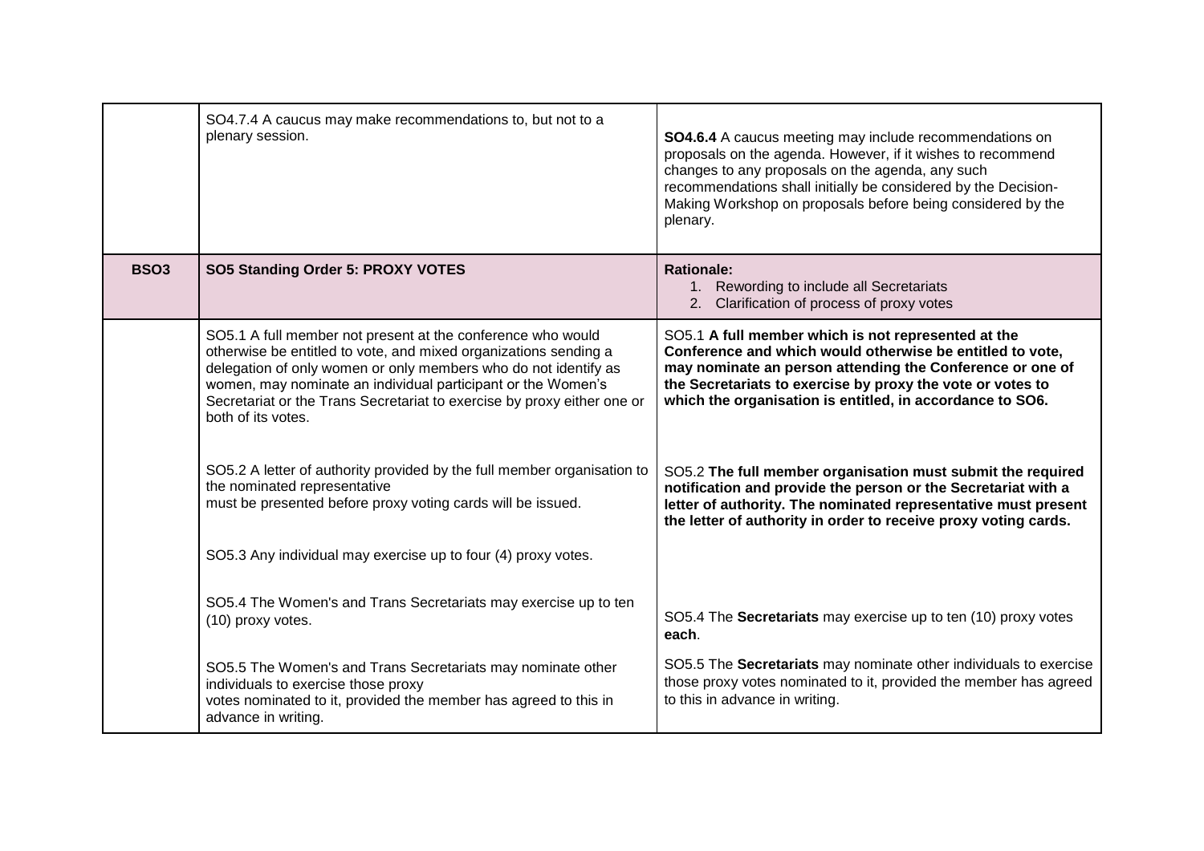| | | |
|---|---|---|
| | SO4.7.4 A caucus may make recommendations to, but not to a plenary session. | **SO4.6.4** A caucus meeting may include recommendations on proposals on the agenda. However, if it wishes to recommend changes to any proposals on the agenda, any such recommendations shall initially be considered by the Decision-Making Workshop on proposals before being considered by the plenary. |
| **BSO3** | **SO5 Standing Order 5: PROXY VOTES** | **Rationale:**<br>1. Rewording to include all Secretariats<br>2. Clarification of process of proxy votes |
| | SO5.1 A full member not present at the conference who would otherwise be entitled to vote, and mixed organizations sending a delegation of only women or only members who do not identify as women, may nominate an individual participant or the Women's Secretariat or the Trans Secretariat to exercise by proxy either one or both of its votes.<br><br>SO5.2 A letter of authority provided by the full member organisation to the nominated representative must be presented before proxy voting cards will be issued.<br><br>SO5.3 Any individual may exercise up to four (4) proxy votes.<br><br>SO5.4 The Women's and Trans Secretariats may exercise up to ten (10) proxy votes.<br><br>SO5.5 The Women's and Trans Secretariats may nominate other individuals to exercise those proxy votes nominated to it, provided the member has agreed to this in advance in writing. | SO5.1 **A full member which is not represented at the Conference and which would otherwise be entitled to vote, may nominate an person attending the Conference or one of the Secretariats to exercise by proxy the vote or votes to which the organisation is entitled, in accordance to SO6.**<br><br>SO5.2 **The full member organisation must submit the required notification and provide the person or the Secretariat with a letter of authority. The nominated representative must present the letter of authority in order to receive proxy voting cards.**<br><br>SO5.4 The **Secretariats** may exercise up to ten (10) proxy votes **each**.<br><br>SO5.5 The **Secretariats** may nominate other individuals to exercise those proxy votes nominated to it, provided the member has agreed to this in advance in writing. |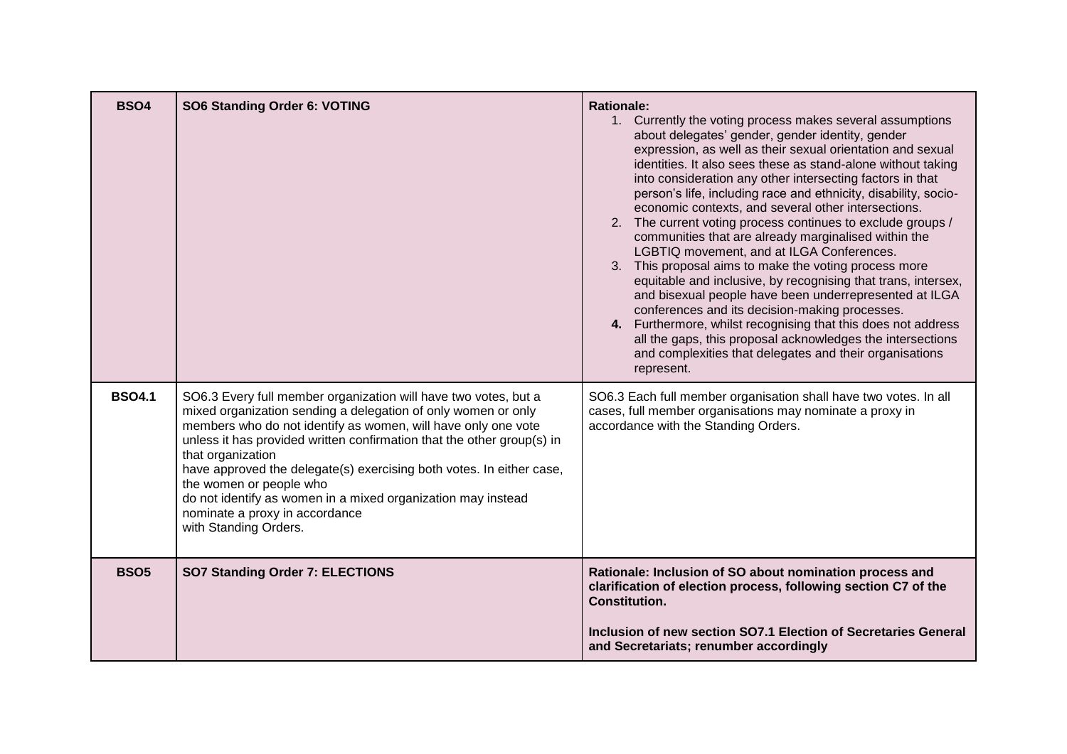| BSO4 | SO6 Standing Order 6: VOTING | Rationale:<br>1. Currently the voting process makes several assumptions about delegates' gender, gender identity, gender expression, as well as their sexual orientation and sexual identities. It also sees these as stand-alone without taking into consideration any other intersecting factors in that person's life, including race and ethnicity, disability, socio-economic contexts, and several other intersections.<br>2. The current voting process continues to exclude groups / communities that are already marginalised within the LGBTIQ movement, and at ILGA Conferences.<br>3. This proposal aims to make the voting process more equitable and inclusive, by recognising that trans, intersex, and bisexual people have been underrepresented at ILGA conferences and its decision-making processes.<br>**4.** Furthermore, whilst recognising that this does not address all the gaps, this proposal acknowledges the intersections and complexities that delegates and their organisations represent. |
|---|---|---|
| **BSO4.1** | SO6.3 Every full member organization will have two votes, but a mixed organization sending a delegation of only women or only members who do not identify as women, will have only one vote unless it has provided written confirmation that the other group(s) in that organization have approved the delegate(s) exercising both votes. In either case, the women or people who do not identify as women in a mixed organization may instead nominate a proxy in accordance with Standing Orders. | SO6.3 Each full member organisation shall have two votes. In all cases, full member organisations may nominate a proxy in accordance with the Standing Orders. |
| **BSO5** | **SO7 Standing Order 7: ELECTIONS** | **Rationale: Inclusion of SO about nomination process and clarification of election process, following section C7 of the Constitution.**<br><br>**Inclusion of new section SO7.1 Election of Secretaries General and Secretariats; renumber accordingly** |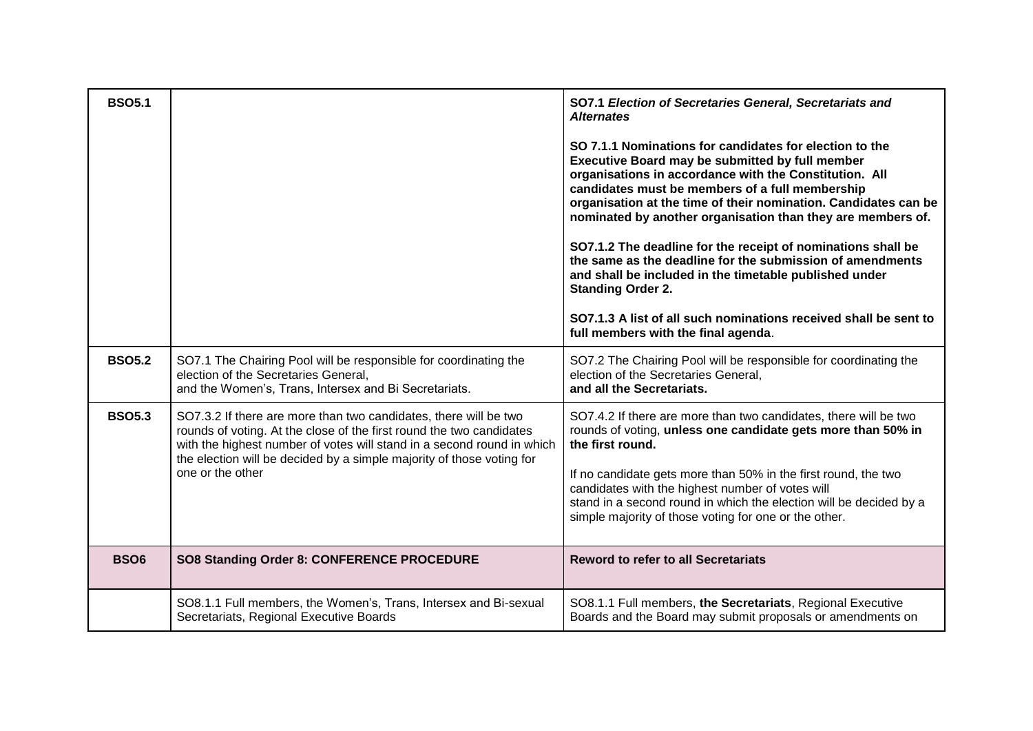| | | |
|---|---|---|
| **BSO5.1** | | ***SO7.1 Election of Secretaries General, Secretariats and Alternates***<br><br>**SO 7.1.1 Nominations for candidates for election to the Executive Board may be submitted by full member organisations in accordance with the Constitution. All candidates must be members of a full membership organisation at the time of their nomination. Candidates can be nominated by another organisation than they are members of.**<br><br>**SO7.1.2 The deadline for the receipt of nominations shall be the same as the deadline for the submission of amendments and shall be included in the timetable published under Standing Order 2.**<br><br>**SO7.1.3 A list of all such nominations received shall be sent to full members with the final agenda**. |
| **BSO5.2** | SO7.1 The Chairing Pool will be responsible for coordinating the election of the Secretaries General, and the Women's, Trans, Intersex and Bi Secretariats. | SO7.2 The Chairing Pool will be responsible for coordinating the election of the Secretaries General, **and all the Secretariats.** |
| **BSO5.3** | SO7.3.2 If there are more than two candidates, there will be two rounds of voting. At the close of the first round the two candidates with the highest number of votes will stand in a second round in which the election will be decided by a simple majority of those voting for one or the other | SO7.4.2 If there are more than two candidates, there will be two rounds of voting, **unless one candidate gets more than 50% in the first round.**<br><br>If no candidate gets more than 50% in the first round, the two candidates with the highest number of votes will stand in a second round in which the election will be decided by a simple majority of those voting for one or the other. |
| **BSO6** | **SO8 Standing Order 8: CONFERENCE PROCEDURE** | **Reword to refer to all Secretariats** |
| | SO8.1.1 Full members, the Women's, Trans, Intersex and Bi-sexual Secretariats, Regional Executive Boards | SO8.1.1 Full members, **the Secretariats**, Regional Executive Boards and the Board may submit proposals or amendments on |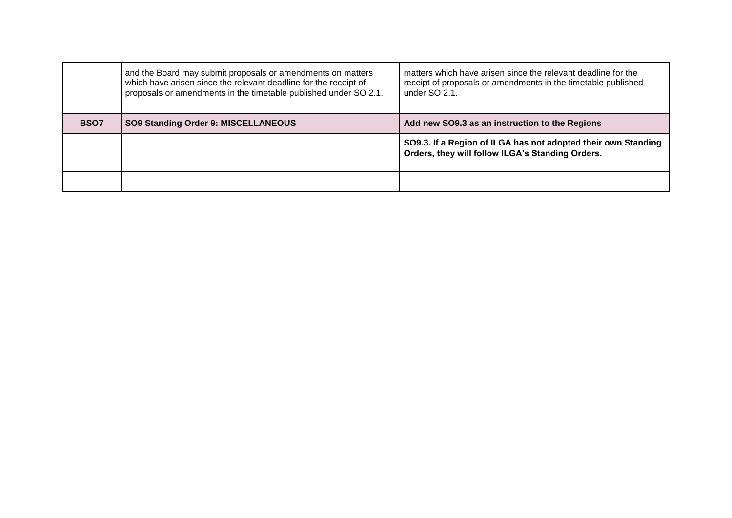| | | |
|---|---|---|
| | and the Board may submit proposals or amendments on matters which have arisen since the relevant deadline for the receipt of proposals or amendments in the timetable published under SO 2.1. | matters which have arisen since the relevant deadline for the receipt of proposals or amendments in the timetable published under SO 2.1. |
| **BSO7** | **SO9 Standing Order 9: MISCELLANEOUS** | **Add new SO9.3 as an instruction to the Regions** |
| | | **SO9.3. If a Region of ILGA has not adopted their own Standing Orders, they will follow ILGA's Standing Orders.** |
| | | |